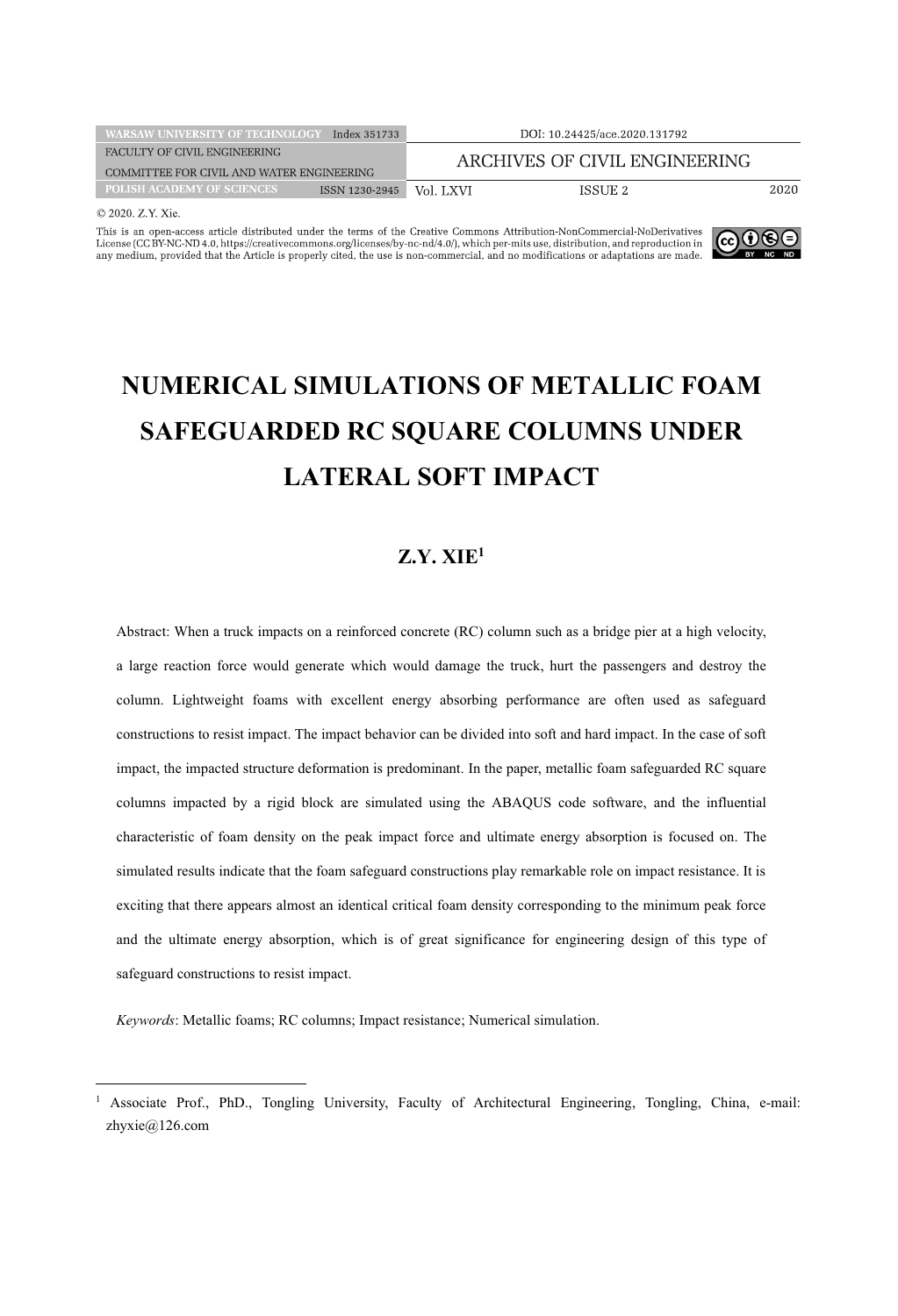© 2020. Z.Y. Xie.

This is an open-access article distributed under the terms of the Creative Commons Attribution-NonCommercial-NoDerivatives License (CC BY-NC-ND 4.0, https://creativecommons.org/licenses/by-nc-nd/4.0/), which per-mits use, distribution, and reproduction in any medium, provided that the Article is properly cited, the use is non-commercial, and no modifications or adaptations are made.

# NUMERICAL SIMULATIONS OF METALLIC FOAM SAFEGUARDED RC SQUARE COLUMNS UNDER LATERAL SOFT IMPACT

**Z.Y. XIE[1]**

Abstract: When a truck impacts on a reinforced concrete (RC) column such as a bridge pier at a high velocity, a large reaction force would generate which would damage the truck, hurt the passengers and destroy the column. Lightweight foams with excellent energy absorbing performance are often used as safeguard constructions to resist impact. The impact behavior can be divided into soft and hard impact. In the case of soft impact, the impacted structure deformation is predominant. In the paper, metallic foam safeguarded RC square columns impacted by a rigid block are simulated using the ABAQUS code software, and the influential characteristic of foam density on the peak impact force and ultimate energy absorption is focused on. The simulated results indicate that the foam safeguard constructions play remarkable role on impact resistance. It is exciting that there appears almost an identical critical foam density corresponding to the minimum peak force and the ultimate energy absorption, which is of great significance for engineering design of this type of safeguard constructions to resist impact.

*Keywords*: Metallic foams; RC columns; Impact resistance; Numerical simulation.

[1] Associate Prof., PhD., Tongling University, Faculty of Architectural Engineering, Tongling, China, e-mail: zhyxie@126.com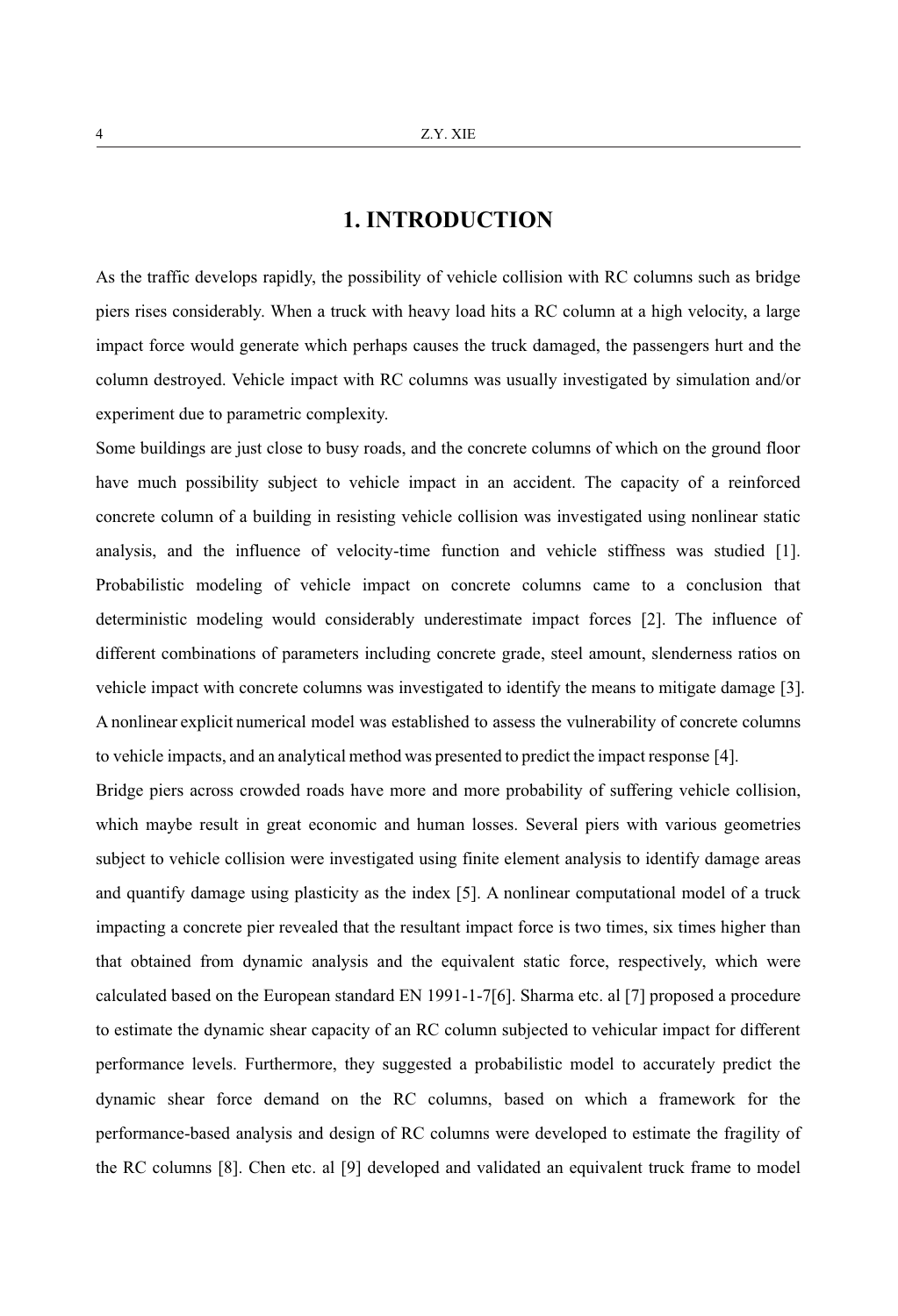# 1. INTRODUCTION

As the traffic develops rapidly, the possibility of vehicle collision with RC columns such as bridge piers rises considerably. When a truck with heavy load hits a RC column at a high velocity, a large impact force would generate which perhaps causes the truck damaged, the passengers hurt and the column destroyed. Vehicle impact with RC columns was usually investigated by simulation and/or experiment due to parametric complexity.

Some buildings are just close to busy roads, and the concrete columns of which on the ground floor have much possibility subject to vehicle impact in an accident. The capacity of a reinforced concrete column of a building in resisting vehicle collision was investigated using nonlinear static analysis, and the influence of velocity-time function and vehicle stiffness was studied [1]. Probabilistic modeling of vehicle impact on concrete columns came to a conclusion that deterministic modeling would considerably underestimate impact forces [2]. The influence of different combinations of parameters including concrete grade, steel amount, slenderness ratios on vehicle impact with concrete columns was investigated to identify the means to mitigate damage [3]. A nonlinear explicit numerical model was established to assess the vulnerability of concrete columns to vehicle impacts, and an analytical method was presented to predict the impact response [4].

Bridge piers across crowded roads have more and more probability of suffering vehicle collision, which maybe result in great economic and human losses. Several piers with various geometries subject to vehicle collision were investigated using finite element analysis to identify damage areas and quantify damage using plasticity as the index [5]. A nonlinear computational model of a truck impacting a concrete pier revealed that the resultant impact force is two times, six times higher than that obtained from dynamic analysis and the equivalent static force, respectively, which were calculated based on the European standard EN 1991-1-7[6]. Sharma etc. al [7] proposed a procedure to estimate the dynamic shear capacity of an RC column subjected to vehicular impact for different performance levels. Furthermore, they suggested a probabilistic model to accurately predict the dynamic shear force demand on the RC columns, based on which a framework for the performance-based analysis and design of RC columns were developed to estimate the fragility of the RC columns [8]. Chen etc. al [9] developed and validated an equivalent truck frame to model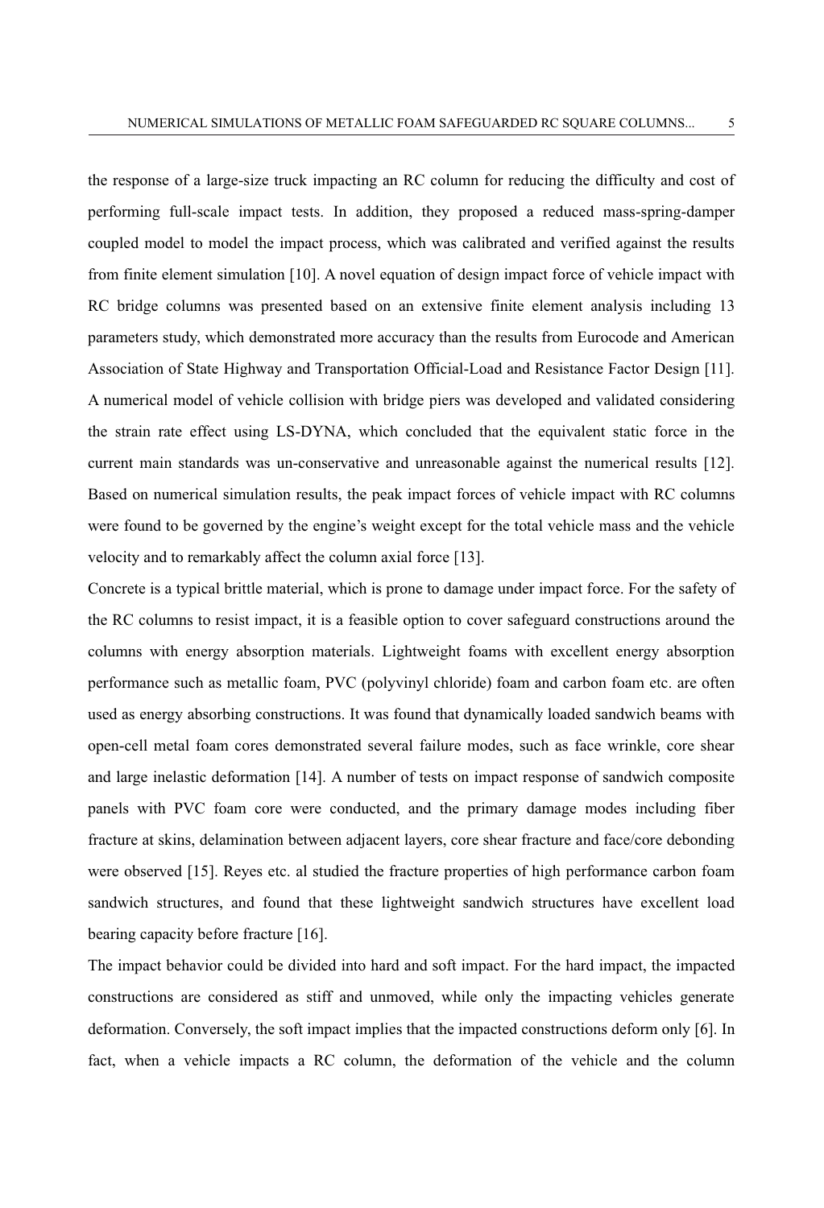the response of a large-size truck impacting an RC column for reducing the difficulty and cost of performing full-scale impact tests. In addition, they proposed a reduced mass-spring-damper coupled model to model the impact process, which was calibrated and verified against the results from finite element simulation [10]. A novel equation of design impact force of vehicle impact with RC bridge columns was presented based on an extensive finite element analysis including 13 parameters study, which demonstrated more accuracy than the results from Eurocode and American Association of State Highway and Transportation Official-Load and Resistance Factor Design [11]. A numerical model of vehicle collision with bridge piers was developed and validated considering the strain rate effect using LS-DYNA, which concluded that the equivalent static force in the current main standards was un-conservative and unreasonable against the numerical results [12]. Based on numerical simulation results, the peak impact forces of vehicle impact with RC columns were found to be governed by the engine's weight except for the total vehicle mass and the vehicle velocity and to remarkably affect the column axial force [13].

Concrete is a typical brittle material, which is prone to damage under impact force. For the safety of the RC columns to resist impact, it is a feasible option to cover safeguard constructions around the columns with energy absorption materials. Lightweight foams with excellent energy absorption performance such as metallic foam, PVC (polyvinyl chloride) foam and carbon foam etc. are often used as energy absorbing constructions. It was found that dynamically loaded sandwich beams with open-cell metal foam cores demonstrated several failure modes, such as face wrinkle, core shear and large inelastic deformation [14]. A number of tests on impact response of sandwich composite panels with PVC foam core were conducted, and the primary damage modes including fiber fracture at skins, delamination between adjacent layers, core shear fracture and face/core debonding were observed [15]. Reyes etc. al studied the fracture properties of high performance carbon foam sandwich structures, and found that these lightweight sandwich structures have excellent load bearing capacity before fracture [16].

The impact behavior could be divided into hard and soft impact. For the hard impact, the impacted constructions are considered as stiff and unmoved, while only the impacting vehicles generate deformation. Conversely, the soft impact implies that the impacted constructions deform only [6]. In fact, when a vehicle impacts a RC column, the deformation of the vehicle and the column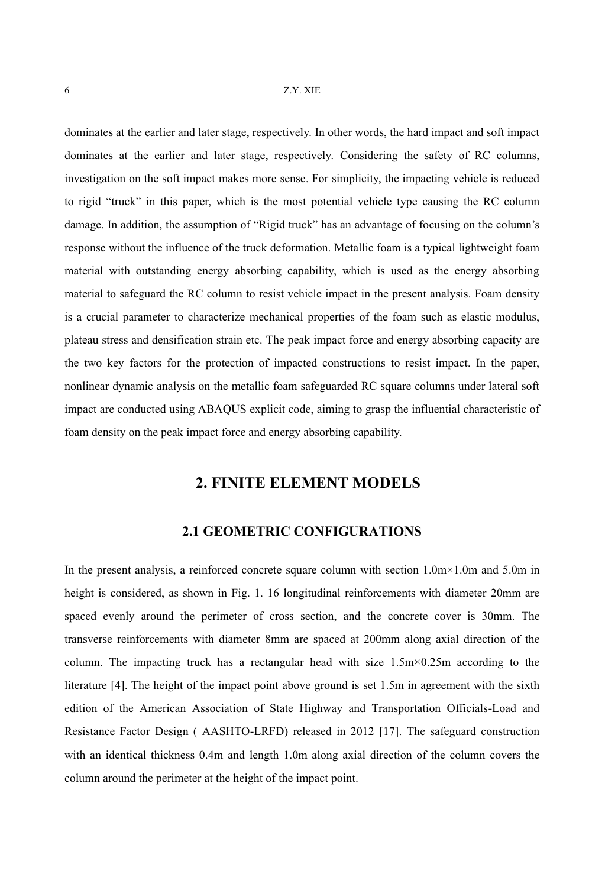dominates at the earlier and later stage, respectively. In other words, the hard impact and soft impact dominates at the earlier and later stage, respectively. Considering the safety of RC columns, investigation on the soft impact makes more sense. For simplicity, the impacting vehicle is reduced to rigid "truck" in this paper, which is the most potential vehicle type causing the RC column damage. In addition, the assumption of "Rigid truck" has an advantage of focusing on the column's response without the influence of the truck deformation. Metallic foam is a typical lightweight foam material with outstanding energy absorbing capability, which is used as the energy absorbing material to safeguard the RC column to resist vehicle impact in the present analysis. Foam density is a crucial parameter to characterize mechanical properties of the foam such as elastic modulus, plateau stress and densification strain etc. The peak impact force and energy absorbing capacity are the two key factors for the protection of impacted constructions to resist impact. In the paper, nonlinear dynamic analysis on the metallic foam safeguarded RC square columns under lateral soft impact are conducted using ABAQUS explicit code, aiming to grasp the influential characteristic of foam density on the peak impact force and energy absorbing capability.

## 2. FINITE ELEMENT MODELS

### 2.1 GEOMETRIC CONFIGURATIONS

In the present analysis, a reinforced concrete square column with section 1.0m×1.0m and 5.0m in height is considered, as shown in Fig. 1. 16 longitudinal reinforcements with diameter 20mm are spaced evenly around the perimeter of cross section, and the concrete cover is 30mm. The transverse reinforcements with diameter 8mm are spaced at 200mm along axial direction of the column. The impacting truck has a rectangular head with size 1.5m×0.25m according to the literature [4]. The height of the impact point above ground is set 1.5m in agreement with the sixth edition of the American Association of State Highway and Transportation Officials-Load and Resistance Factor Design ( AASHTO-LRFD) released in 2012 [17]. The safeguard construction with an identical thickness 0.4m and length 1.0m along axial direction of the column covers the column around the perimeter at the height of the impact point.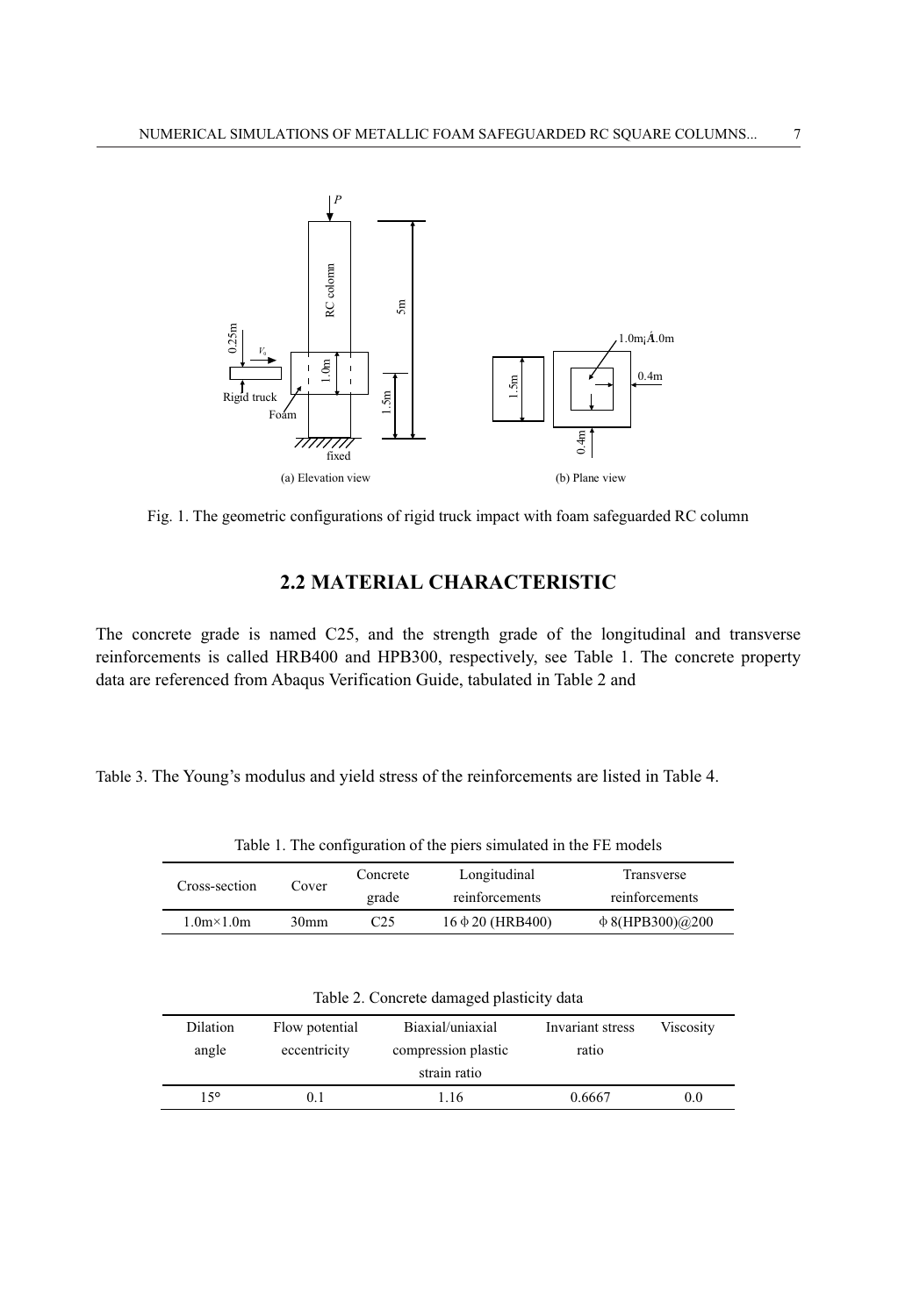P

RC colomn

5m

0.25m

$V_0$

1.0m

Rigid truck

Foam

1.5m

fixed

(a) Elevation view

1.0m¡Á1.0m

1.5m

0.4m

0.4m

(b) Plane view

Fig. 1. The geometric configurations of rigid truck impact with foam safeguarded RC column

## 2.2 MATERIAL CHARACTERISTIC

The concrete grade is named C25, and the strength grade of the longitudinal and transverse reinforcements is called HRB400 and HPB300, respectively, see Table 1. The concrete property data are referenced from Abaqus Verification Guide, tabulated in Table 2 and

Table 3. The Young's modulus and yield stress of the reinforcements are listed in Table 4.

Table 1. The configuration of the piers simulated in the FE models

| Cross-section | Cover | Concrete grade | Longitudinal reinforcements | Transverse reinforcements |
|---|---|---|---|---|
| 1.0m×1.0m | 30mm | C25 | 16 ф 20 (HRB400) | ф 8(HPB300)@200 |

Table 2. Concrete damaged plasticity data

| Dilation angle | Flow potential eccentricity | Biaxial/uniaxial compression plastic strain ratio | Invariant stress ratio | Viscosity |
|---|---|---|---|---|
| 15° | 0.1 | 1.16 | 0.6667 | 0.0 |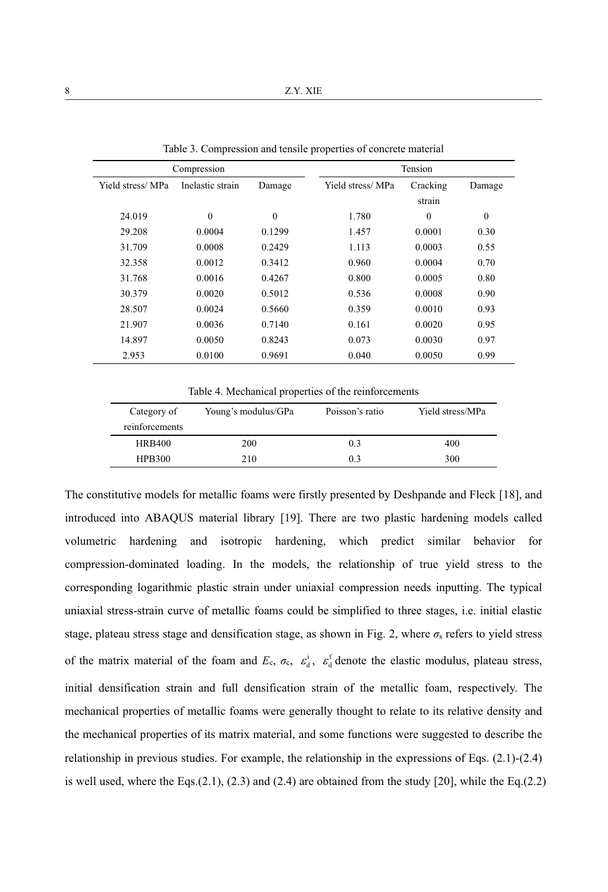Table 3. Compression and tensile properties of concrete material

| Compression | | | Tension | | |
|---|---|---|---|---|---|
| Yield stress/ MPa | Inelastic strain | Damage | Yield stress/ MPa | Cracking strain | Damage |
| 24.019 | 0 | 0 | 1.780 | 0 | 0 |
| 29.208 | 0.0004 | 0.1299 | 1.457 | 0.0001 | 0.30 |
| 31.709 | 0.0008 | 0.2429 | 1.113 | 0.0003 | 0.55 |
| 32.358 | 0.0012 | 0.3412 | 0.960 | 0.0004 | 0.70 |
| 31.768 | 0.0016 | 0.4267 | 0.800 | 0.0005 | 0.80 |
| 30.379 | 0.0020 | 0.5012 | 0.536 | 0.0008 | 0.90 |
| 28.507 | 0.0024 | 0.5660 | 0.359 | 0.0010 | 0.93 |
| 21.907 | 0.0036 | 0.7140 | 0.161 | 0.0020 | 0.95 |
| 14.897 | 0.0050 | 0.8243 | 0.073 | 0.0030 | 0.97 |
| 2.953 | 0.0100 | 0.9691 | 0.040 | 0.0050 | 0.99 |

Table 4. Mechanical properties of the reinforcements

| Category of reinforcements | Young's modulus/GPa | Poisson's ratio | Yield stress/MPa |
|---|---|---|---|
| HRB400 | 200 | 0.3 | 400 |
| HPB300 | 210 | 0.3 | 300 |

The constitutive models for metallic foams were firstly presented by Deshpande and Fleck [18], and introduced into ABAQUS material library [19]. There are two plastic hardening models called volumetric hardening and isotropic hardening, which predict similar behavior for compression-dominated loading. In the models, the relationship of true yield stress to the corresponding logarithmic plastic strain under uniaxial compression needs inputting. The typical uniaxial stress-strain curve of metallic foams could be simplified to three stages, i.e. initial elastic stage, plateau stress stage and densification stage, as shown in Fig. 2, where $\sigma_s$ refers to yield stress of the matrix material of the foam and $E_c$, $\sigma_c$, $\varepsilon_d^i$, $\varepsilon_d^f$ denote the elastic modulus, plateau stress, initial densification strain and full densification strain of the metallic foam, respectively. The mechanical properties of metallic foams were generally thought to relate to its relative density and the mechanical properties of its matrix material, and some functions were suggested to describe the relationship in previous studies. For example, the relationship in the expressions of Eqs. (2.1)-(2.4) is well used, where the Eqs.(2.1), (2.3) and (2.4) are obtained from the study [20], while the Eq.(2.2)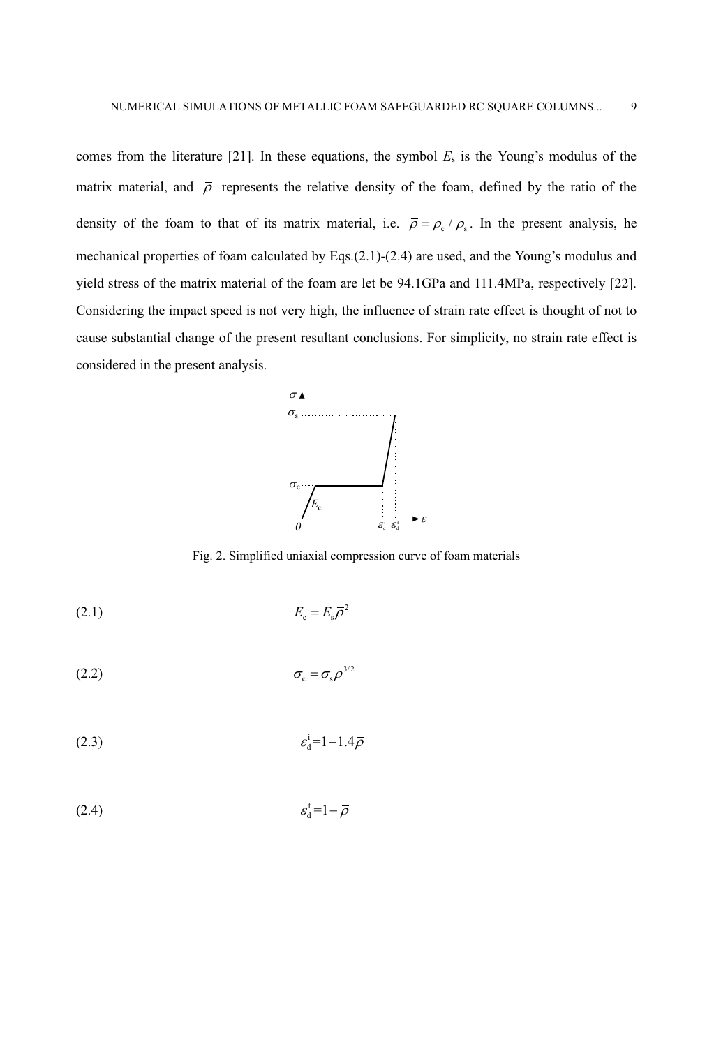comes from the literature [21]. In these equations, the symbol $E_s$ is the Young's modulus of the matrix material, and $\bar{\rho}$ represents the relative density of the foam, defined by the ratio of the density of the foam to that of its matrix material, i.e. $\bar{\rho} = \rho_c / \rho_s$. In the present analysis, he mechanical properties of foam calculated by Eqs.(2.1)-(2.4) are used, and the Young's modulus and yield stress of the matrix material of the foam are let be 94.1GPa and 111.4MPa, respectively [22]. Considering the impact speed is not very high, the influence of strain rate effect is thought of not to cause substantial change of the present resultant conclusions. For simplicity, no strain rate effect is considered in the present analysis.

$\sigma$

$\sigma_s$

$\sigma_c$

$E_c$

0

$\varepsilon_d^i$ $\varepsilon_d^f$

$\varepsilon$

Fig. 2. Simplified uniaxial compression curve of foam materials

$$E_c = E_s \bar{\rho}^2 \tag{2.1}$$

$$\sigma_c = \sigma_s \bar{\rho}^{3/2} \tag{2.2}$$

$$\varepsilon_d^i = 1 - 1.4\bar{\rho} \tag{2.3}$$

$$\varepsilon_d^f = 1 - \bar{\rho} \tag{2.4}$$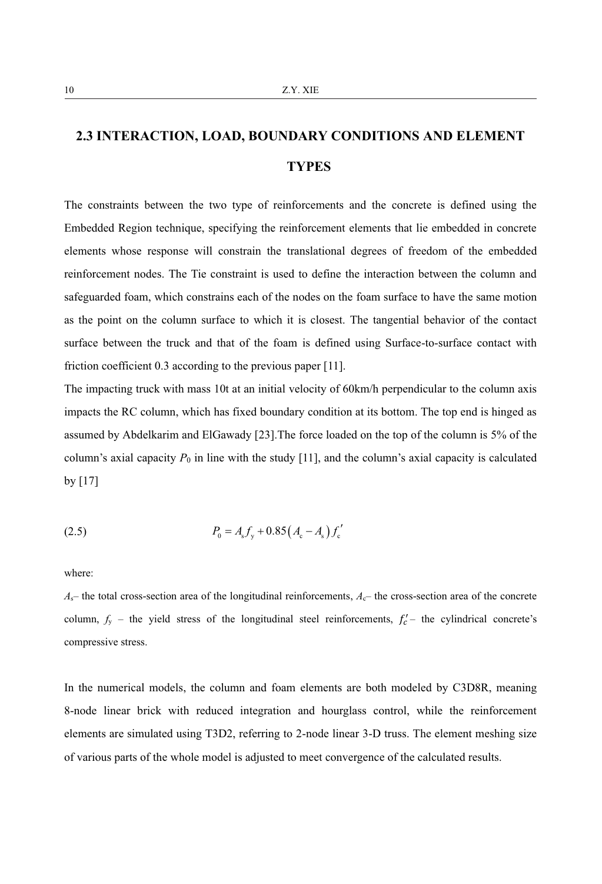## 2.3 INTERACTION, LOAD, BOUNDARY CONDITIONS AND ELEMENT TYPES

The constraints between the two type of reinforcements and the concrete is defined using the Embedded Region technique, specifying the reinforcement elements that lie embedded in concrete elements whose response will constrain the translational degrees of freedom of the embedded reinforcement nodes. The Tie constraint is used to define the interaction between the column and safeguarded foam, which constrains each of the nodes on the foam surface to have the same motion as the point on the column surface to which it is closest. The tangential behavior of the contact surface between the truck and that of the foam is defined using Surface-to-surface contact with friction coefficient 0.3 according to the previous paper [11].

The impacting truck with mass 10t at an initial velocity of 60km/h perpendicular to the column axis impacts the RC column, which has fixed boundary condition at its bottom. The top end is hinged as assumed by Abdelkarim and ElGawady [23].The force loaded on the top of the column is 5% of the column's axial capacity $P_0$ in line with the study [11], and the column's axial capacity is calculated by [17]

$$P_0 = A_s f_y + 0.85\left(A_c - A_s\right) f_c' \tag{2.5}$$

where:

$A_s$– the total cross-section area of the longitudinal reinforcements, $A_c$– the cross-section area of the concrete column, $f_y$ – the yield stress of the longitudinal steel reinforcements, $f_c'$ – the cylindrical concrete's compressive stress.

In the numerical models, the column and foam elements are both modeled by C3D8R, meaning 8-node linear brick with reduced integration and hourglass control, while the reinforcement elements are simulated using T3D2, referring to 2-node linear 3-D truss. The element meshing size of various parts of the whole model is adjusted to meet convergence of the calculated results.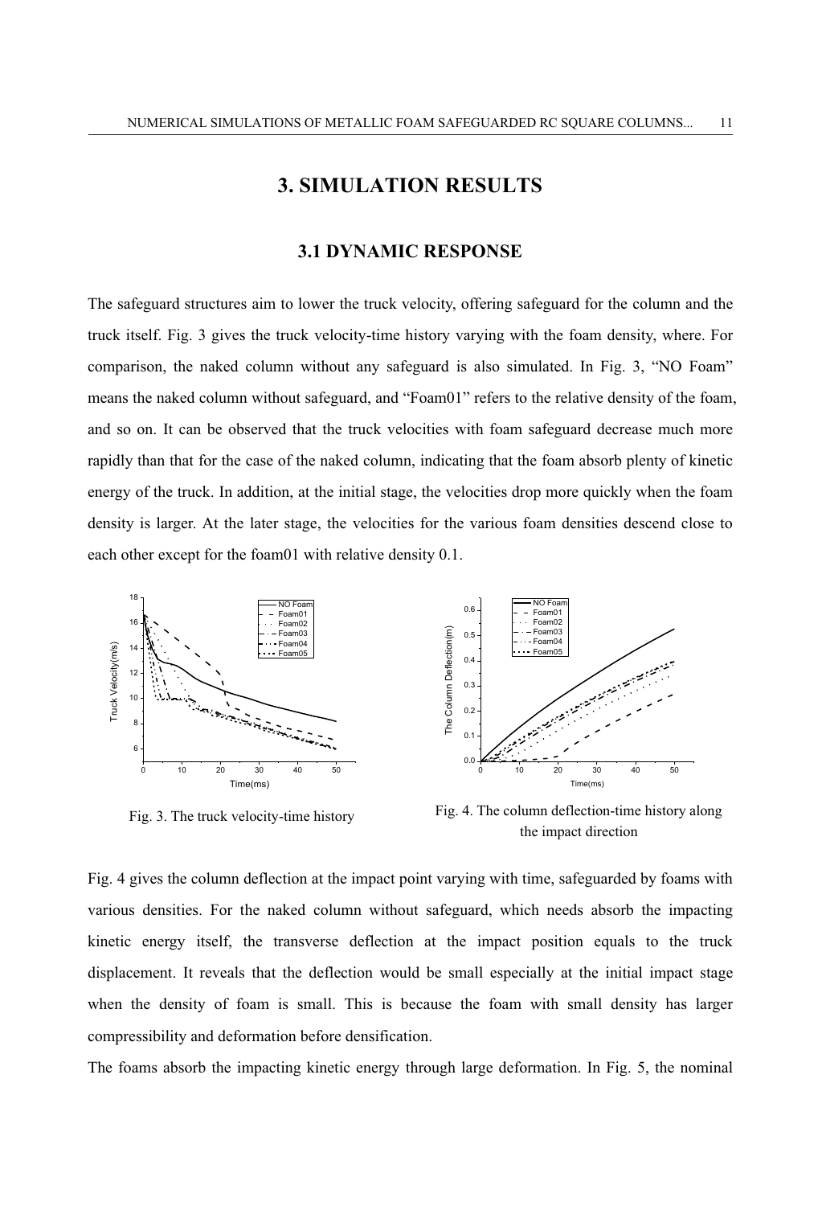# 3. SIMULATION RESULTS

## 3.1 DYNAMIC RESPONSE

The safeguard structures aim to lower the truck velocity, offering safeguard for the column and the truck itself. Fig. 3 gives the truck velocity-time history varying with the foam density, where. For comparison, the naked column without any safeguard is also simulated. In Fig. 3, "NO Foam" means the naked column without safeguard, and "Foam01" refers to the relative density of the foam, and so on. It can be observed that the truck velocities with foam safeguard decrease much more rapidly than that for the case of the naked column, indicating that the foam absorb plenty of kinetic energy of the truck. In addition, at the initial stage, the velocities drop more quickly when the foam density is larger. At the later stage, the velocities for the various foam densities descend close to each other except for the foam01 with relative density 0.1.

Truck Velocity(m/s)
18
16
14
12
10
8
6
0 10 20 30 40 50
Time(ms)
NO Foam
Foam01
Foam02
Foam03
Foam04
Foam05

Fig. 3. The truck velocity-time history

The Column Deflection(m)
0.0
0.1
0.2
0.3
0.4
0.5
0.6
0 10 20 30 40 50
Time(ms)
NO Foam
Foam01
Foam02
Foam03
Foam04
Foam05

Fig. 4. The column deflection-time history along the impact direction

Fig. 4 gives the column deflection at the impact point varying with time, safeguarded by foams with various densities. For the naked column without safeguard, which needs absorb the impacting kinetic energy itself, the transverse deflection at the impact position equals to the truck displacement. It reveals that the deflection would be small especially at the initial impact stage when the density of foam is small. This is because the foam with small density has larger compressibility and deformation before densification.

The foams absorb the impacting kinetic energy through large deformation. In Fig. 5, the nominal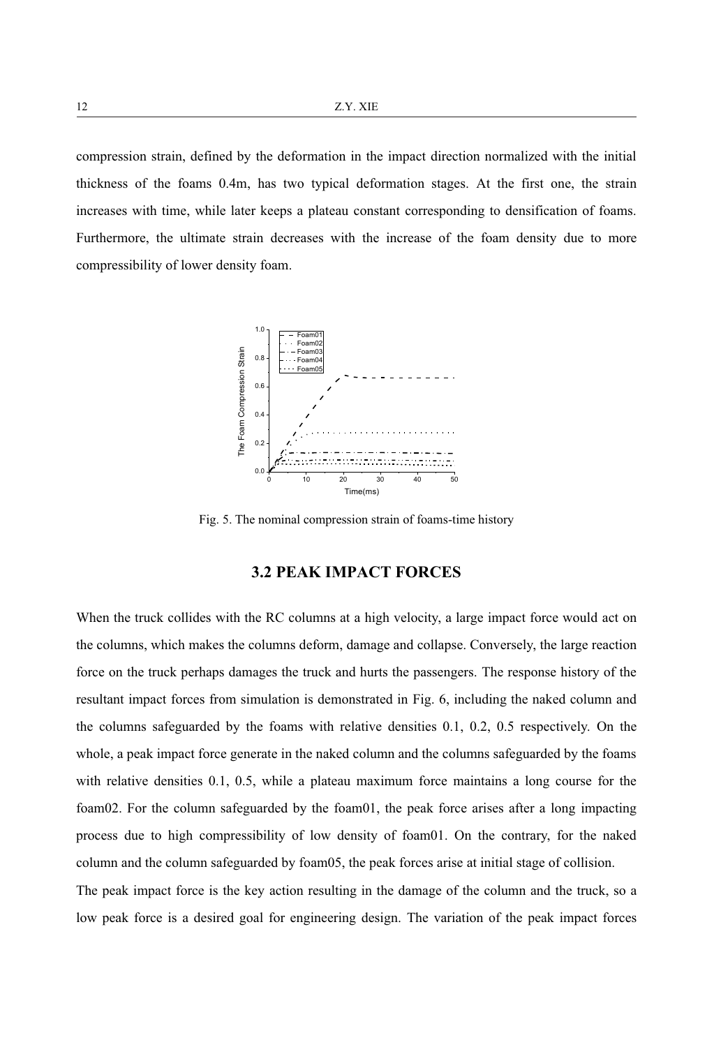compression strain, defined by the deformation in the impact direction normalized with the initial thickness of the foams 0.4m, has two typical deformation stages. At the first one, the strain increases with time, while later keeps a plateau constant corresponding to densification of foams. Furthermore, the ultimate strain decreases with the increase of the foam density due to more compressibility of lower density foam.

The Foam Compression Strain

1.0
0.8
0.6
0.4
0.2
0.0

0
10
20
30
40
50

Time(ms)

Foam01
Foam02
Foam03
Foam04
Foam05

Fig. 5. The nominal compression strain of foams-time history

## 3.2 PEAK IMPACT FORCES

When the truck collides with the RC columns at a high velocity, a large impact force would act on the columns, which makes the columns deform, damage and collapse. Conversely, the large reaction force on the truck perhaps damages the truck and hurts the passengers. The response history of the resultant impact forces from simulation is demonstrated in Fig. 6, including the naked column and the columns safeguarded by the foams with relative densities 0.1, 0.2, 0.5 respectively. On the whole, a peak impact force generate in the naked column and the columns safeguarded by the foams with relative densities 0.1, 0.5, while a plateau maximum force maintains a long course for the foam02. For the column safeguarded by the foam01, the peak force arises after a long impacting process due to high compressibility of low density of foam01. On the contrary, for the naked column and the column safeguarded by foam05, the peak forces arise at initial stage of collision.

The peak impact force is the key action resulting in the damage of the column and the truck, so a low peak force is a desired goal for engineering design. The variation of the peak impact forces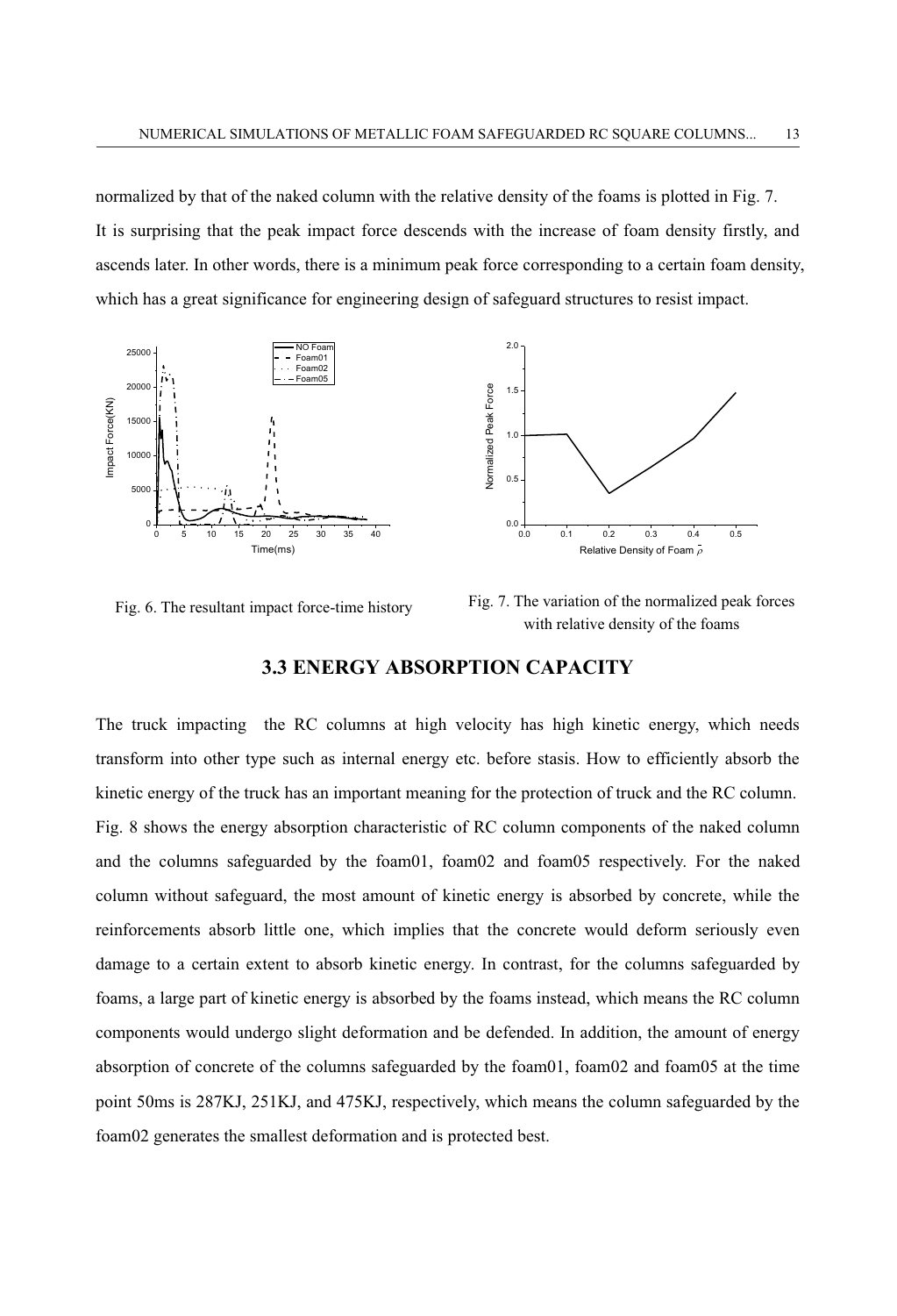normalized by that of the naked column with the relative density of the foams is plotted in Fig. 7. It is surprising that the peak impact force descends with the increase of foam density firstly, and ascends later. In other words, there is a minimum peak force corresponding to a certain foam density, which has a great significance for engineering design of safeguard structures to resist impact.

NO Foam
Foam01
Foam02
Foam05
Impact Force(KN)
25000
20000
15000
10000
5000
0
0 5 10 15 20 25 30 35 40
Time(ms)

Fig. 6. The resultant impact force-time history

Normalized Peak Force
2.0
1.5
1.0
0.5
0.0
0.0 0.1 0.2 0.3 0.4 0.5
Relative Density of Foam $\bar{\rho}$

Fig. 7. The variation of the normalized peak forces with relative density of the foams

### 3.3 ENERGY ABSORPTION CAPACITY

The truck impacting the RC columns at high velocity has high kinetic energy, which needs transform into other type such as internal energy etc. before stasis. How to efficiently absorb the kinetic energy of the truck has an important meaning for the protection of truck and the RC column. Fig. 8 shows the energy absorption characteristic of RC column components of the naked column and the columns safeguarded by the foam01, foam02 and foam05 respectively. For the naked column without safeguard, the most amount of kinetic energy is absorbed by concrete, while the reinforcements absorb little one, which implies that the concrete would deform seriously even damage to a certain extent to absorb kinetic energy. In contrast, for the columns safeguarded by foams, a large part of kinetic energy is absorbed by the foams instead, which means the RC column components would undergo slight deformation and be defended. In addition, the amount of energy absorption of concrete of the columns safeguarded by the foam01, foam02 and foam05 at the time point 50ms is 287KJ, 251KJ, and 475KJ, respectively, which means the column safeguarded by the foam02 generates the smallest deformation and is protected best.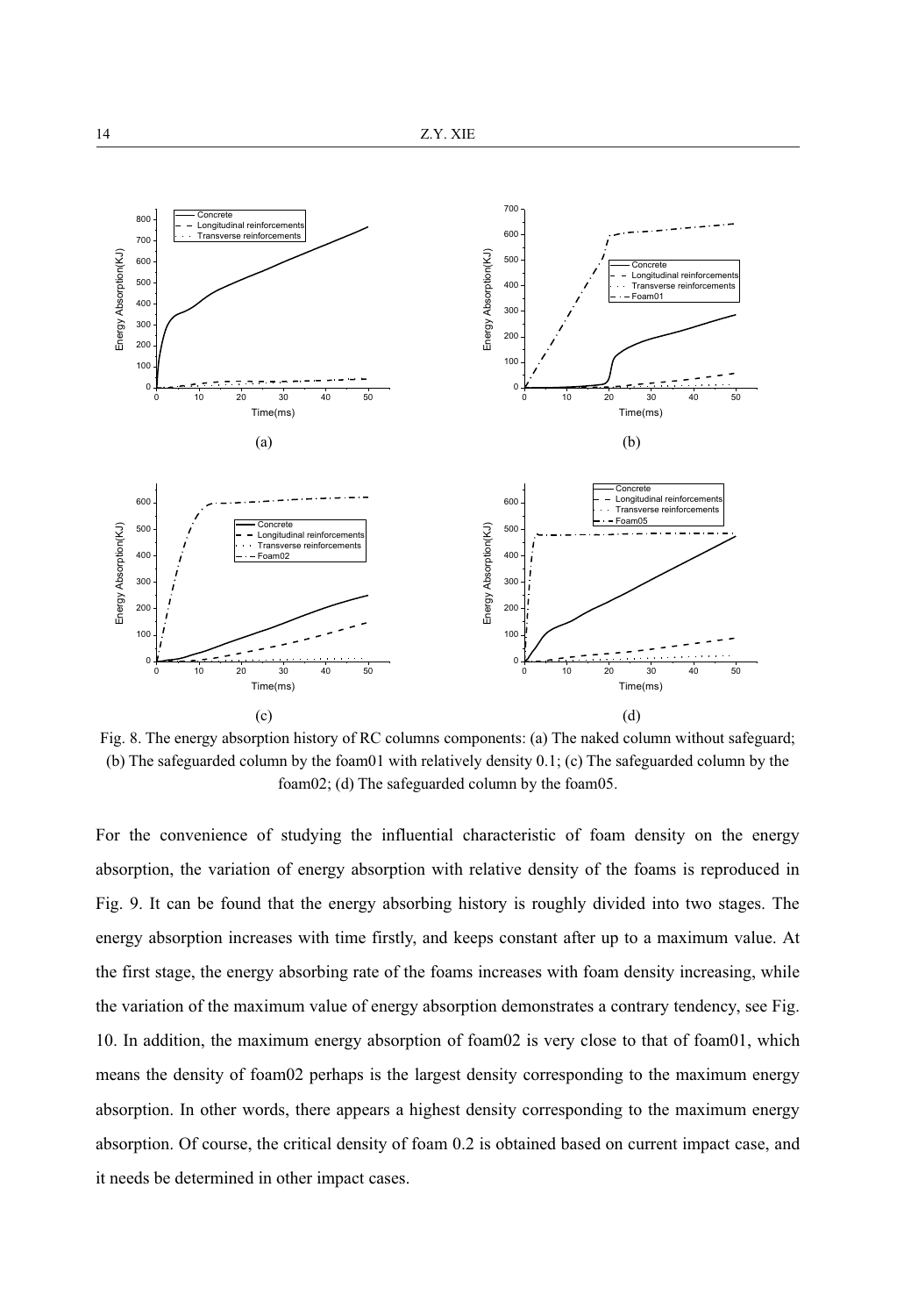Concrete
Longitudinal reinforcements
Transverse reinforcements

Energy Absorption(KJ)

0
100
200
300
400
500
600
700
800

0 10 20 30 40 50

Time(ms)

(a)

Concrete
Longitudinal reinforcements
Transverse reinforcements
Foam01

Energy Absorption(KJ)

0
100
200
300
400
500
600
700

0 10 20 30 40 50

Time(ms)

(b)

Concrete
Longitudinal reinforcements
Transverse reinforcements
Foam02

Energy Absorption(KJ)

0
100
200
300
400
500
600

0 10 20 30 40 50

Time(ms)

(c)

Concrete
Longitudinal reinforcements
Transverse reinforcements
Foam05

Energy Absorption(KJ)

0
100
200
300
400
500
600

0 10 20 30 40 50

Time(ms)

(d)

Fig. 8. The energy absorption history of RC columns components: (a) The naked column without safeguard; (b) The safeguarded column by the foam01 with relatively density 0.1; (c) The safeguarded column by the foam02; (d) The safeguarded column by the foam05.

For the convenience of studying the influential characteristic of foam density on the energy absorption, the variation of energy absorption with relative density of the foams is reproduced in Fig. 9. It can be found that the energy absorbing history is roughly divided into two stages. The energy absorption increases with time firstly, and keeps constant after up to a maximum value. At the first stage, the energy absorbing rate of the foams increases with foam density increasing, while the variation of the maximum value of energy absorption demonstrates a contrary tendency, see Fig. 10. In addition, the maximum energy absorption of foam02 is very close to that of foam01, which means the density of foam02 perhaps is the largest density corresponding to the maximum energy absorption. In other words, there appears a highest density corresponding to the maximum energy absorption. Of course, the critical density of foam 0.2 is obtained based on current impact case, and it needs be determined in other impact cases.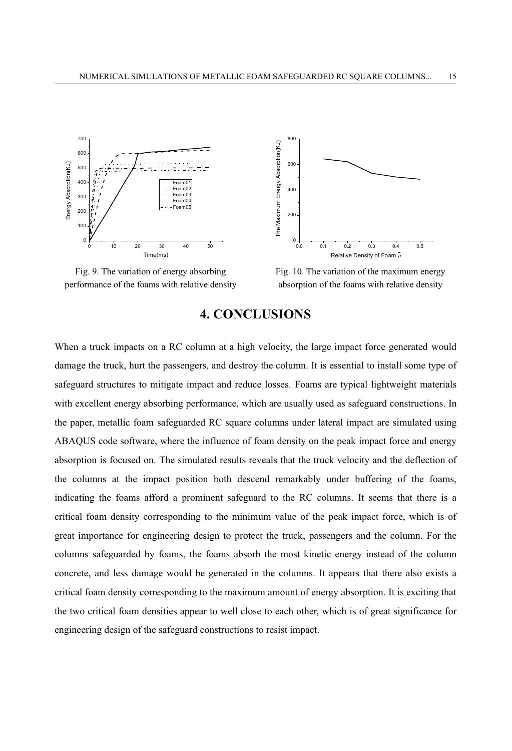700
600
500
400
300
200
100
0
Energy Absorption(KJ)
0 10 20 30 40 50
Time(ms)
Foam01
Foam02
Foam03
Foam04
Foam05

Fig. 9. The variation of energy absorbing performance of the foams with relative density

800
600
400
200
0
The Maximum Energy Absorption(KJ)
0.0 0.1 0.2 0.3 0.4 0.5
Relative Density of Foam $\bar{\rho}$

Fig. 10. The variation of the maximum energy absorption of the foams with relative density

# 4. CONCLUSIONS

When a truck impacts on a RC column at a high velocity, the large impact force generated would damage the truck, hurt the passengers, and destroy the column. It is essential to install some type of safeguard structures to mitigate impact and reduce losses. Foams are typical lightweight materials with excellent energy absorbing performance, which are usually used as safeguard constructions. In the paper, metallic foam safeguarded RC square columns under lateral impact are simulated using ABAQUS code software, where the influence of foam density on the peak impact force and energy absorption is focused on. The simulated results reveals that the truck velocity and the deflection of the columns at the impact position both descend remarkably under buffering of the foams, indicating the foams afford a prominent safeguard to the RC columns. It seems that there is a critical foam density corresponding to the minimum value of the peak impact force, which is of great importance for engineering design to protect the truck, passengers and the column. For the columns safeguarded by foams, the foams absorb the most kinetic energy instead of the column concrete, and less damage would be generated in the columns. It appears that there also exists a critical foam density corresponding to the maximum amount of energy absorption. It is exciting that the two critical foam densities appear to well close to each other, which is of great significance for engineering design of the safeguard constructions to resist impact.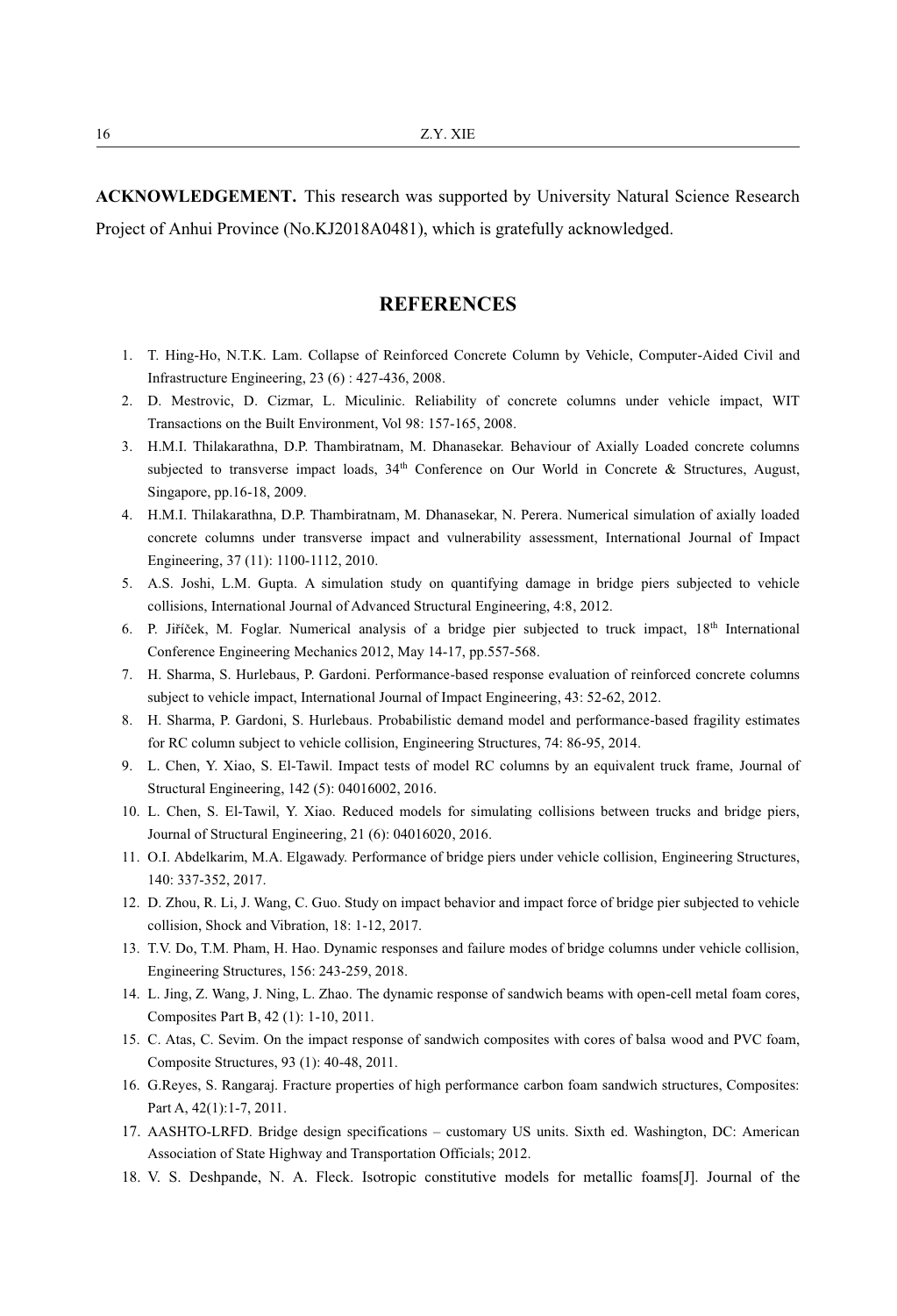**ACKNOWLEDGEMENT.** This research was supported by University Natural Science Research Project of Anhui Province (No.KJ2018A0481), which is gratefully acknowledged.

## REFERENCES

1. T. Hing-Ho, N.T.K. Lam. Collapse of Reinforced Concrete Column by Vehicle, Computer-Aided Civil and Infrastructure Engineering, 23 (6) : 427-436, 2008.
2. D. Mestrovic, D. Cizmar, L. Miculinic. Reliability of concrete columns under vehicle impact, WIT Transactions on the Built Environment, Vol 98: 157-165, 2008.
3. H.M.I. Thilakarathna, D.P. Thambiratnam, M. Dhanasekar. Behaviour of Axially Loaded concrete columns subjected to transverse impact loads, 34th Conference on Our World in Concrete & Structures, August, Singapore, pp.16-18, 2009.
4. H.M.I. Thilakarathna, D.P. Thambiratnam, M. Dhanasekar, N. Perera. Numerical simulation of axially loaded concrete columns under transverse impact and vulnerability assessment, International Journal of Impact Engineering, 37 (11): 1100-1112, 2010.
5. A.S. Joshi, L.M. Gupta. A simulation study on quantifying damage in bridge piers subjected to vehicle collisions, International Journal of Advanced Structural Engineering, 4:8, 2012.
6. P. Jiříček, M. Foglar. Numerical analysis of a bridge pier subjected to truck impact, 18th International Conference Engineering Mechanics 2012, May 14-17, pp.557-568.
7. H. Sharma, S. Hurlebaus, P. Gardoni. Performance-based response evaluation of reinforced concrete columns subject to vehicle impact, International Journal of Impact Engineering, 43: 52-62, 2012.
8. H. Sharma, P. Gardoni, S. Hurlebaus. Probabilistic demand model and performance-based fragility estimates for RC column subject to vehicle collision, Engineering Structures, 74: 86-95, 2014.
9. L. Chen, Y. Xiao, S. El-Tawil. Impact tests of model RC columns by an equivalent truck frame, Journal of Structural Engineering, 142 (5): 04016002, 2016.
10. L. Chen, S. El-Tawil, Y. Xiao. Reduced models for simulating collisions between trucks and bridge piers, Journal of Structural Engineering, 21 (6): 04016020, 2016.
11. O.I. Abdelkarim, M.A. Elgawady. Performance of bridge piers under vehicle collision, Engineering Structures, 140: 337-352, 2017.
12. D. Zhou, R. Li, J. Wang, C. Guo. Study on impact behavior and impact force of bridge pier subjected to vehicle collision, Shock and Vibration, 18: 1-12, 2017.
13. T.V. Do, T.M. Pham, H. Hao. Dynamic responses and failure modes of bridge columns under vehicle collision, Engineering Structures, 156: 243-259, 2018.
14. L. Jing, Z. Wang, J. Ning, L. Zhao. The dynamic response of sandwich beams with open-cell metal foam cores, Composites Part B, 42 (1): 1-10, 2011.
15. C. Atas, C. Sevim. On the impact response of sandwich composites with cores of balsa wood and PVC foam, Composite Structures, 93 (1): 40-48, 2011.
16. G.Reyes, S. Rangaraj. Fracture properties of high performance carbon foam sandwich structures, Composites: Part A, 42(1):1-7, 2011.
17. AASHTO-LRFD. Bridge design specifications – customary US units. Sixth ed. Washington, DC: American Association of State Highway and Transportation Officials; 2012.
18. V. S. Deshpande, N. A. Fleck. Isotropic constitutive models for metallic foams[J]. Journal of the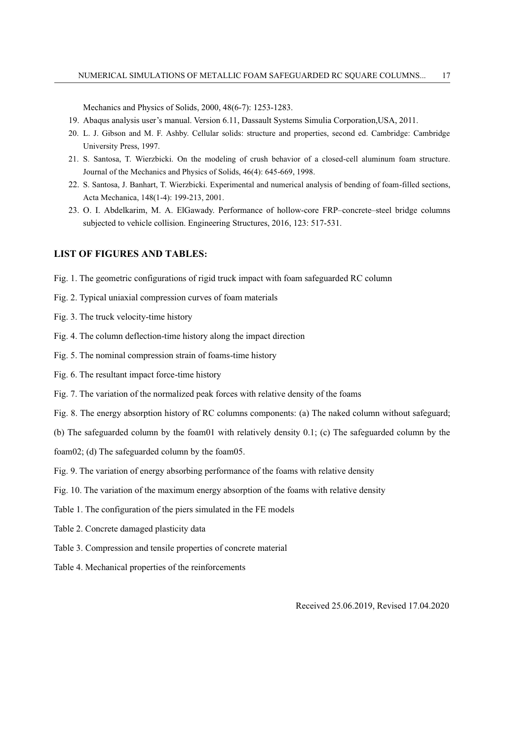Mechanics and Physics of Solids, 2000, 48(6-7): 1253-1283.

19. Abaqus analysis user's manual. Version 6.11, Dassault Systems Simulia Corporation,USA, 2011.
20. L. J. Gibson and M. F. Ashby. Cellular solids: structure and properties, second ed. Cambridge: Cambridge University Press, 1997.
21. S. Santosa, T. Wierzbicki. On the modeling of crush behavior of a closed-cell aluminum foam structure. Journal of the Mechanics and Physics of Solids, 46(4): 645-669, 1998.
22. S. Santosa, J. Banhart, T. Wierzbicki. Experimental and numerical analysis of bending of foam-filled sections, Acta Mechanica, 148(1-4): 199-213, 2001.
23. O. I. Abdelkarim, M. A. ElGawady. Performance of hollow-core FRP–concrete–steel bridge columns subjected to vehicle collision. Engineering Structures, 2016, 123: 517-531.

## LIST OF FIGURES AND TABLES:

Fig. 1. The geometric configurations of rigid truck impact with foam safeguarded RC column

Fig. 2. Typical uniaxial compression curves of foam materials

Fig. 3. The truck velocity-time history

Fig. 4. The column deflection-time history along the impact direction

Fig. 5. The nominal compression strain of foams-time history

Fig. 6. The resultant impact force-time history

Fig. 7. The variation of the normalized peak forces with relative density of the foams

Fig. 8. The energy absorption history of RC columns components: (a) The naked column without safeguard; (b) The safeguarded column by the foam01 with relatively density 0.1; (c) The safeguarded column by the foam02; (d) The safeguarded column by the foam05.

Fig. 9. The variation of energy absorbing performance of the foams with relative density

Fig. 10. The variation of the maximum energy absorption of the foams with relative density

Table 1. The configuration of the piers simulated in the FE models

Table 2. Concrete damaged plasticity data

Table 3. Compression and tensile properties of concrete material

Table 4. Mechanical properties of the reinforcements

Received 25.06.2019, Revised 17.04.2020